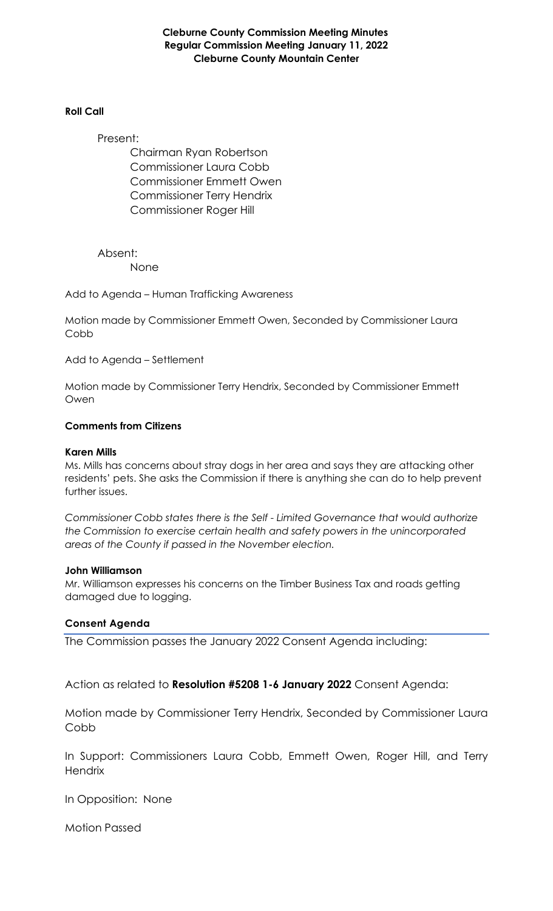**Cleburne County Commission Meeting Minutes**
**Regular Commission Meeting January 11, 2022**
**Cleburne County Mountain Center**

**Roll Call**

Present:

Chairman Ryan Robertson
Commissioner Laura Cobb
Commissioner Emmett Owen
Commissioner Terry Hendrix
Commissioner Roger Hill

Absent:

None

Add to Agenda – Human Trafficking Awareness

Motion made by Commissioner Emmett Owen, Seconded by Commissioner Laura Cobb

Add to Agenda – Settlement

Motion made by Commissioner Terry Hendrix, Seconded by Commissioner Emmett Owen

**Comments from Citizens**

**Karen Mills**

Ms. Mills has concerns about stray dogs in her area and says they are attacking other residents' pets. She asks the Commission if there is anything she can do to help prevent further issues.

*Commissioner Cobb states there is the Self - Limited Governance that would authorize the Commission to exercise certain health and safety powers in the unincorporated areas of the County if passed in the November election.*

**John Williamson**

Mr. Williamson expresses his concerns on the Timber Business Tax and roads getting damaged due to logging.

**Consent Agenda**

The Commission passes the January 2022 Consent Agenda including:

Action as related to **Resolution #5208 1-6 January 2022** Consent Agenda:

Motion made by Commissioner Terry Hendrix, Seconded by Commissioner Laura Cobb

In Support: Commissioners Laura Cobb, Emmett Owen, Roger Hill, and Terry Hendrix

In Opposition: None

Motion Passed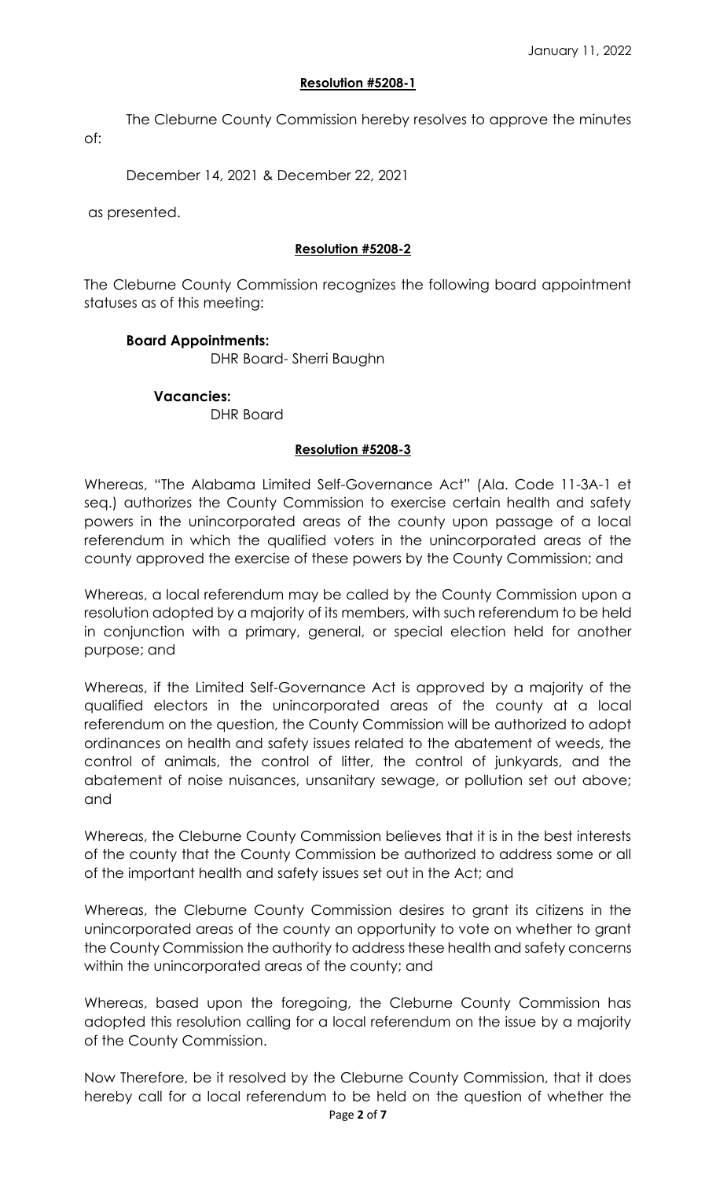January 11, 2022

**Resolution #5208-1**

The Cleburne County Commission hereby resolves to approve the minutes of:

December 14, 2021 & December 22, 2021

as presented.

**Resolution #5208-2**

The Cleburne County Commission recognizes the following board appointment statuses as of this meeting:

**Board Appointments:**
DHR Board- Sherri Baughn

**Vacancies:**
DHR Board

**Resolution #5208-3**

Whereas, "The Alabama Limited Self-Governance Act" (Ala. Code 11-3A-1 et seq.) authorizes the County Commission to exercise certain health and safety powers in the unincorporated areas of the county upon passage of a local referendum in which the qualified voters in the unincorporated areas of the county approved the exercise of these powers by the County Commission; and

Whereas, a local referendum may be called by the County Commission upon a resolution adopted by a majority of its members, with such referendum to be held in conjunction with a primary, general, or special election held for another purpose; and

Whereas, if the Limited Self-Governance Act is approved by a majority of the qualified electors in the unincorporated areas of the county at a local referendum on the question, the County Commission will be authorized to adopt ordinances on health and safety issues related to the abatement of weeds, the control of animals, the control of litter, the control of junkyards, and the abatement of noise nuisances, unsanitary sewage, or pollution set out above; and

Whereas, the Cleburne County Commission believes that it is in the best interests of the county that the County Commission be authorized to address some or all of the important health and safety issues set out in the Act; and

Whereas, the Cleburne County Commission desires to grant its citizens in the unincorporated areas of the county an opportunity to vote on whether to grant the County Commission the authority to address these health and safety concerns within the unincorporated areas of the county; and

Whereas, based upon the foregoing, the Cleburne County Commission has adopted this resolution calling for a local referendum on the issue by a majority of the County Commission.

Now Therefore, be it resolved by the Cleburne County Commission, that it does hereby call for a local referendum to be held on the question of whether the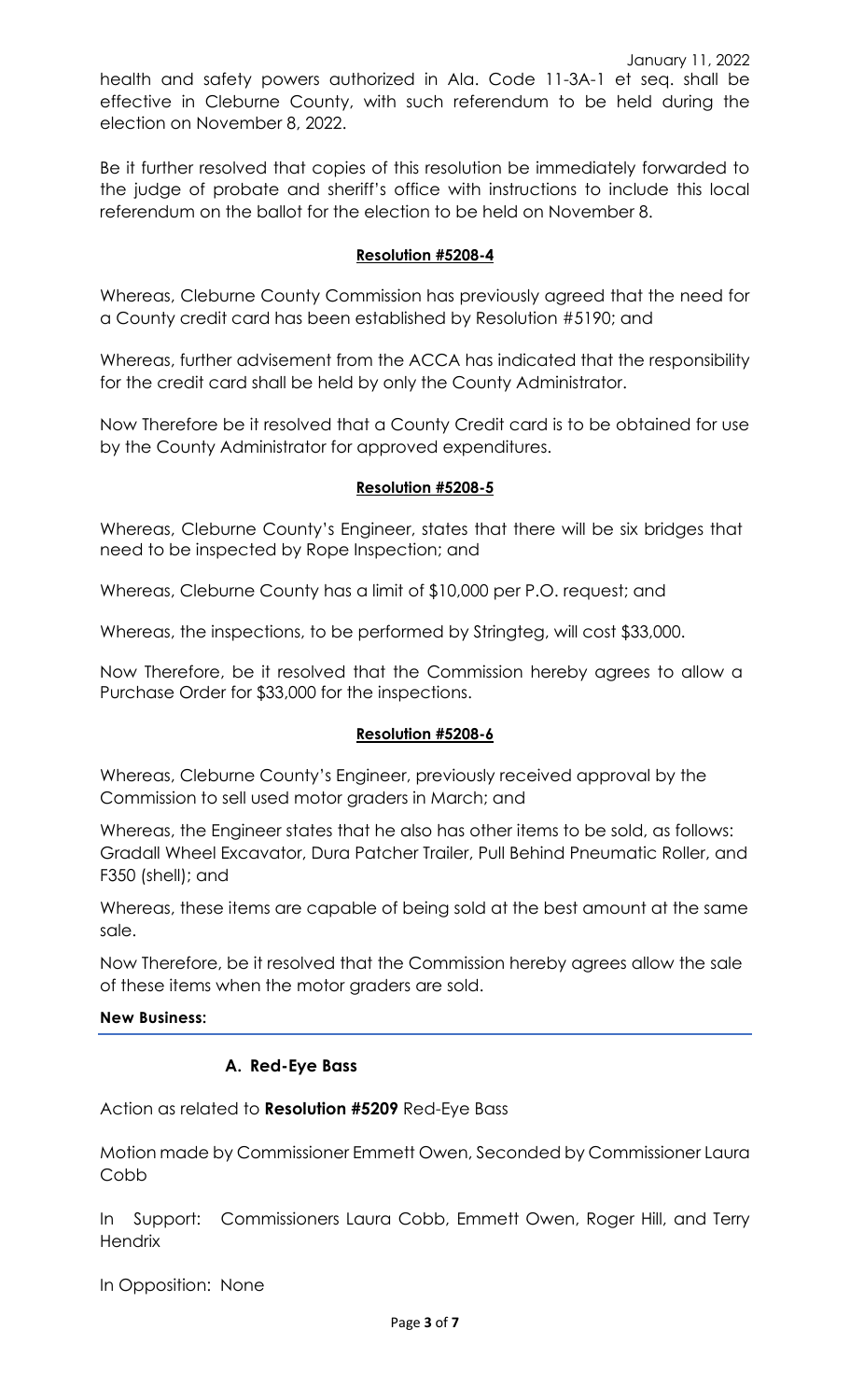health and safety powers authorized in Ala. Code 11-3A-1 et seq. shall be effective in Cleburne County, with such referendum to be held during the election on November 8, 2022.

Be it further resolved that copies of this resolution be immediately forwarded to the judge of probate and sheriff's office with instructions to include this local referendum on the ballot for the election to be held on November 8.

**Resolution #5208-4**

Whereas, Cleburne County Commission has previously agreed that the need for a County credit card has been established by Resolution #5190; and

Whereas, further advisement from the ACCA has indicated that the responsibility for the credit card shall be held by only the County Administrator.

Now Therefore be it resolved that a County Credit card is to be obtained for use by the County Administrator for approved expenditures.

**Resolution #5208-5**

Whereas, Cleburne County's Engineer, states that there will be six bridges that need to be inspected by Rope Inspection; and

Whereas, Cleburne County has a limit of $10,000 per P.O. request; and

Whereas, the inspections, to be performed by Stringteg, will cost $33,000.

Now Therefore, be it resolved that the Commission hereby agrees to allow a Purchase Order for $33,000 for the inspections.

**Resolution #5208-6**

Whereas, Cleburne County's Engineer, previously received approval by the Commission to sell used motor graders in March; and

Whereas, the Engineer states that he also has other items to be sold, as follows: Gradall Wheel Excavator, Dura Patcher Trailer, Pull Behind Pneumatic Roller, and F350 (shell); and

Whereas, these items are capable of being sold at the best amount at the same sale.

Now Therefore, be it resolved that the Commission hereby agrees allow the sale of these items when the motor graders are sold.

**New Business:**

**A. Red-Eye Bass**

Action as related to **Resolution #5209** Red-Eye Bass

Motion made by Commissioner Emmett Owen, Seconded by Commissioner Laura Cobb

In Support: Commissioners Laura Cobb, Emmett Owen, Roger Hill, and Terry Hendrix

In Opposition: None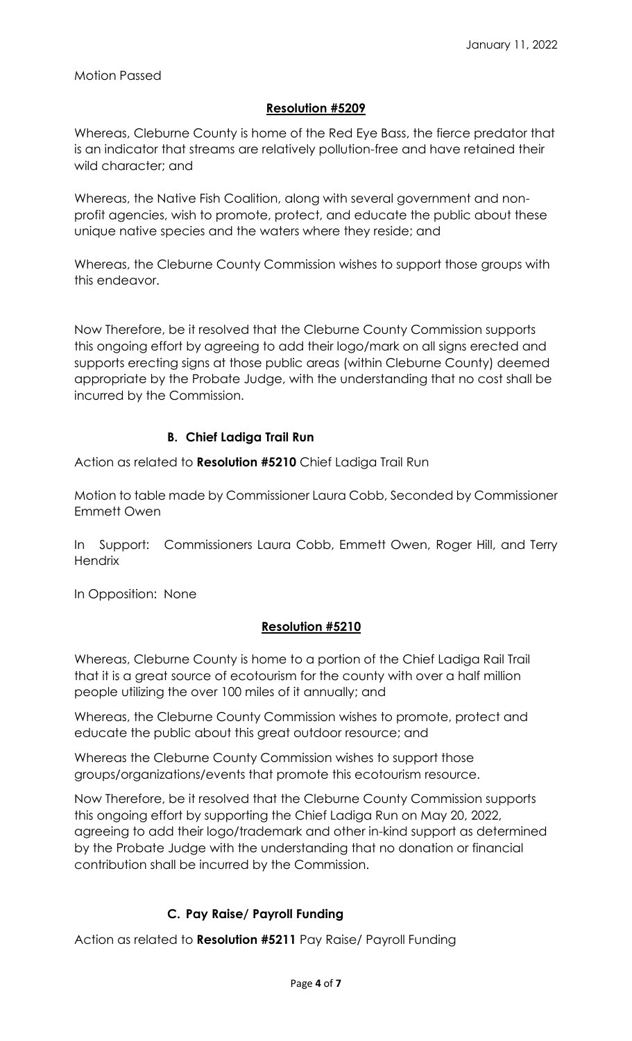Motion Passed

**Resolution #5209**

Whereas, Cleburne County is home of the Red Eye Bass, the fierce predator that is an indicator that streams are relatively pollution-free and have retained their wild character; and

Whereas, the Native Fish Coalition, along with several government and non-profit agencies, wish to promote, protect, and educate the public about these unique native species and the waters where they reside; and

Whereas, the Cleburne County Commission wishes to support those groups with this endeavor.

Now Therefore, be it resolved that the Cleburne County Commission supports this ongoing effort by agreeing to add their logo/mark on all signs erected and supports erecting signs at those public areas (within Cleburne County) deemed appropriate by the Probate Judge, with the understanding that no cost shall be incurred by the Commission.

**B. Chief Ladiga Trail Run**

Action as related to **Resolution #5210** Chief Ladiga Trail Run

Motion to table made by Commissioner Laura Cobb, Seconded by Commissioner Emmett Owen

In Support: Commissioners Laura Cobb, Emmett Owen, Roger Hill, and Terry Hendrix

In Opposition: None

**Resolution #5210**

Whereas, Cleburne County is home to a portion of the Chief Ladiga Rail Trail that it is a great source of ecotourism for the county with over a half million people utilizing the over 100 miles of it annually; and

Whereas, the Cleburne County Commission wishes to promote, protect and educate the public about this great outdoor resource; and

Whereas the Cleburne County Commission wishes to support those groups/organizations/events that promote this ecotourism resource.

Now Therefore, be it resolved that the Cleburne County Commission supports this ongoing effort by supporting the Chief Ladiga Run on May 20, 2022, agreeing to add their logo/trademark and other in-kind support as determined by the Probate Judge with the understanding that no donation or financial contribution shall be incurred by the Commission.

**C. Pay Raise/ Payroll Funding**

Action as related to **Resolution #5211** Pay Raise/ Payroll Funding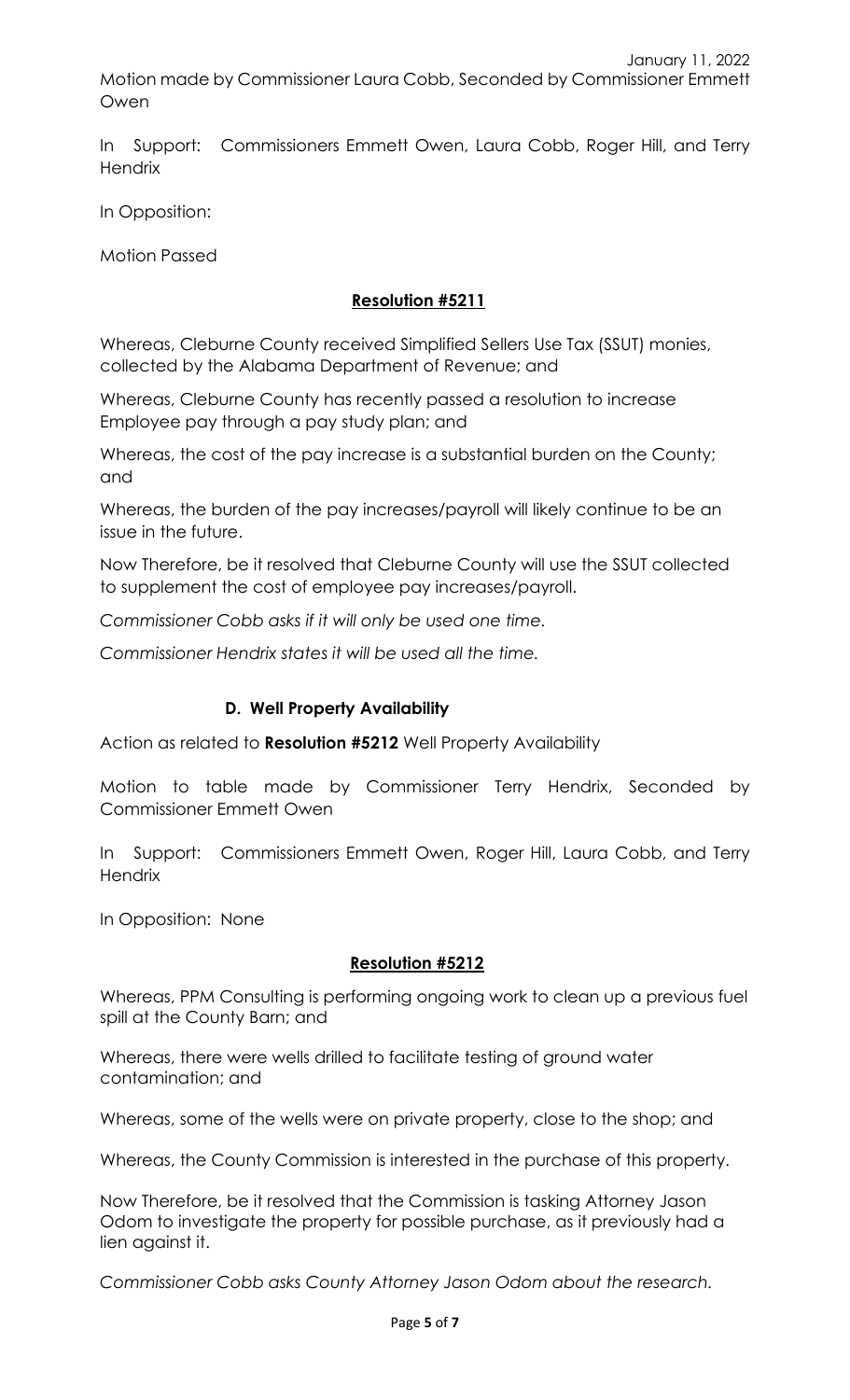January 11, 2022

Motion made by Commissioner Laura Cobb, Seconded by Commissioner Emmett Owen

In Support: Commissioners Emmett Owen, Laura Cobb, Roger Hill, and Terry Hendrix

In Opposition:

Motion Passed

**Resolution #5211**

Whereas, Cleburne County received Simplified Sellers Use Tax (SSUT) monies, collected by the Alabama Department of Revenue; and

Whereas, Cleburne County has recently passed a resolution to increase Employee pay through a pay study plan; and

Whereas, the cost of the pay increase is a substantial burden on the County; and

Whereas, the burden of the pay increases/payroll will likely continue to be an issue in the future.

Now Therefore, be it resolved that Cleburne County will use the SSUT collected to supplement the cost of employee pay increases/payroll.

*Commissioner Cobb asks if it will only be used one time.*

*Commissioner Hendrix states it will be used all the time.*

**D. Well Property Availability**

Action as related to **Resolution #5212** Well Property Availability

Motion to table made by Commissioner Terry Hendrix, Seconded by Commissioner Emmett Owen

In Support: Commissioners Emmett Owen, Roger Hill, Laura Cobb, and Terry Hendrix

In Opposition: None

**Resolution #5212**

Whereas, PPM Consulting is performing ongoing work to clean up a previous fuel spill at the County Barn; and

Whereas, there were wells drilled to facilitate testing of ground water contamination; and

Whereas, some of the wells were on private property, close to the shop; and

Whereas, the County Commission is interested in the purchase of this property.

Now Therefore, be it resolved that the Commission is tasking Attorney Jason Odom to investigate the property for possible purchase, as it previously had a lien against it.

*Commissioner Cobb asks County Attorney Jason Odom about the research.*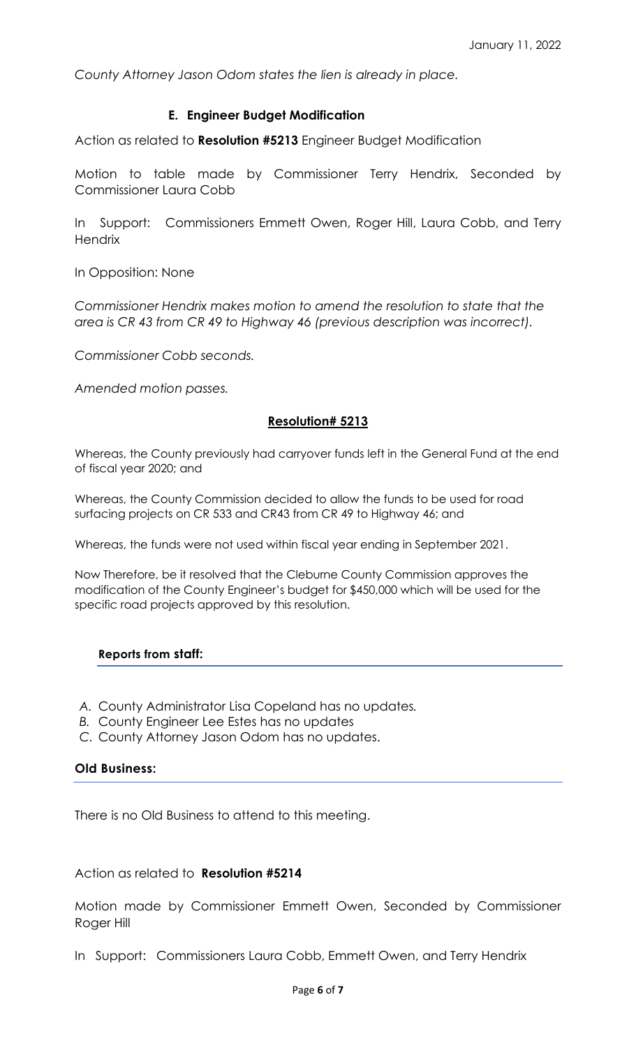*County Attorney Jason Odom states the lien is already in place.*

### E. Engineer Budget Modification

Action as related to **Resolution #5213** Engineer Budget Modification

Motion to table made by Commissioner Terry Hendrix, Seconded by Commissioner Laura Cobb

In Support: Commissioners Emmett Owen, Roger Hill, Laura Cobb, and Terry Hendrix

In Opposition: None

*Commissioner Hendrix makes motion to amend the resolution to state that the area is CR 43 from CR 49 to Highway 46 (previous description was incorrect).*

*Commissioner Cobb seconds.*

*Amended motion passes.*

**Resolution# 5213**

Whereas, the County previously had carryover funds left in the General Fund at the end of fiscal year 2020; and

Whereas, the County Commission decided to allow the funds to be used for road surfacing projects on CR 533 and CR43 from CR 49 to Highway 46; and

Whereas, the funds were not used within fiscal year ending in September 2021.

Now Therefore, be it resolved that the Cleburne County Commission approves the modification of the County Engineer's budget for $450,000 which will be used for the specific road projects approved by this resolution.

## Reports from staff:

A. County Administrator Lisa Copeland has no updates.
B. County Engineer Lee Estes has no updates
C. County Attorney Jason Odom has no updates.

## Old Business:

There is no Old Business to attend to this meeting.

Action as related to **Resolution #5214**

Motion made by Commissioner Emmett Owen, Seconded by Commissioner Roger Hill

In Support: Commissioners Laura Cobb, Emmett Owen, and Terry Hendrix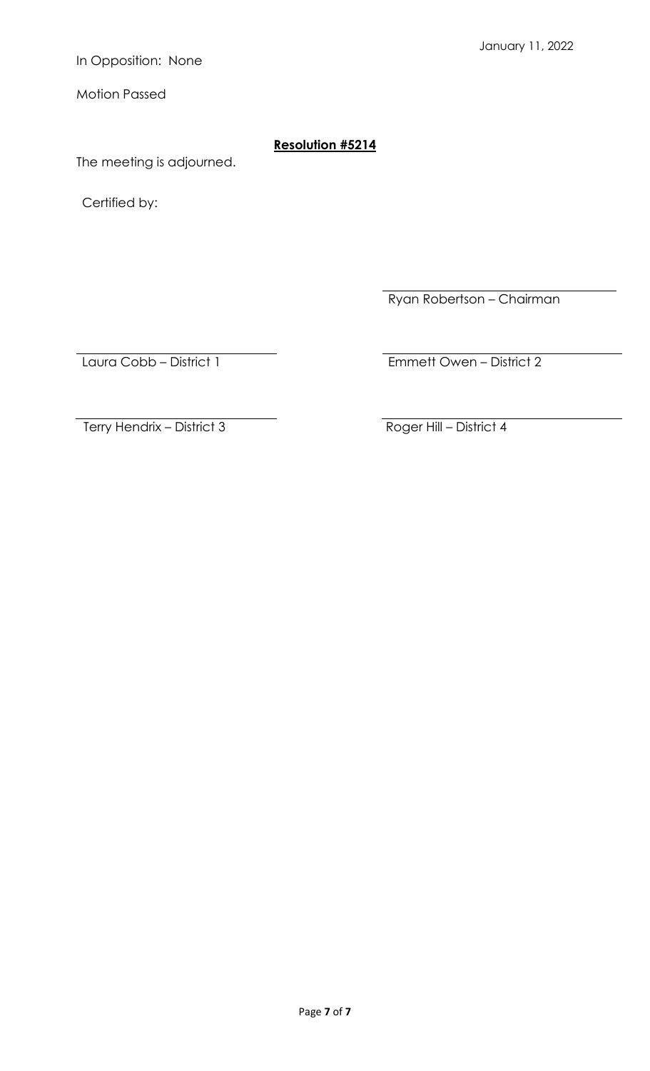In Opposition: None

Motion Passed

**Resolution #5214**

The meeting is adjourned.

Certified by:

Ryan Robertson – Chairman

Laura Cobb – District 1

Emmett Owen – District 2

Terry Hendrix – District 3

Roger Hill – District 4